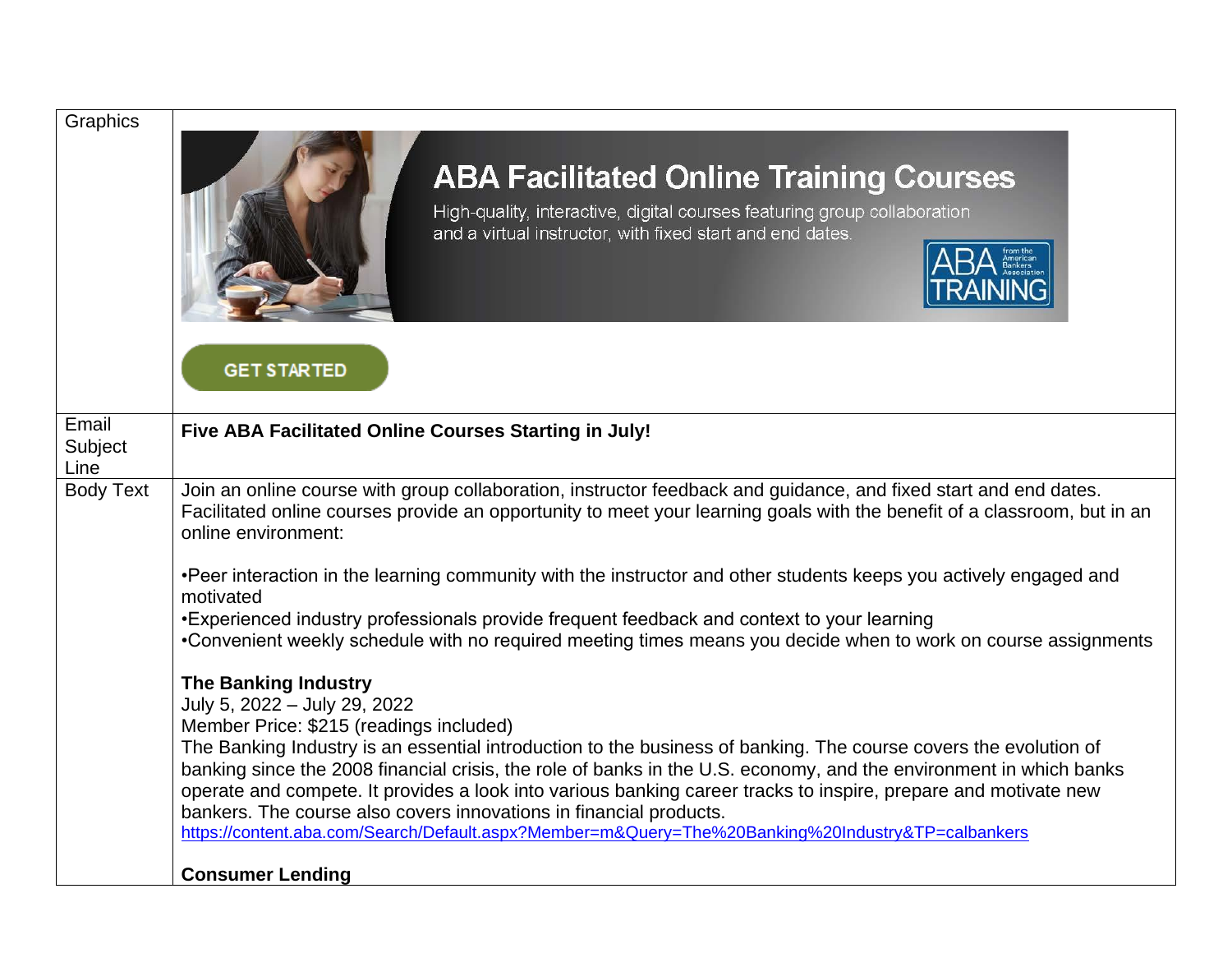| Graphics | ABA Facilitated Online Training Courses<br>High-quality, interactive, digital courses featuring group collaboration and a virtual instructor, with fixed start and end dates.<br>ABA TRAINING from the American Bankers Association<br>GET STARTED |
|---|---|
| Email Subject Line | **Five ABA Facilitated Online Courses Starting in July!** |
| Body Text | Join an online course with group collaboration, instructor feedback and guidance, and fixed start and end dates. Facilitated online courses provide an opportunity to meet your learning goals with the benefit of a classroom, but in an online environment:<br><br>•Peer interaction in the learning community with the instructor and other students keeps you actively engaged and motivated<br>•Experienced industry professionals provide frequent feedback and context to your learning<br>•Convenient weekly schedule with no required meeting times means you decide when to work on course assignments<br><br>**The Banking Industry**<br>July 5, 2022 – July 29, 2022<br>Member Price: $215 (readings included)<br>The Banking Industry is an essential introduction to the business of banking. The course covers the evolution of banking since the 2008 financial crisis, the role of banks in the U.S. economy, and the environment in which banks operate and compete. It provides a look into various banking career tracks to inspire, prepare and motivate new bankers. The course also covers innovations in financial products.<br>https://content.aba.com/Search/Default.aspx?Member=m&Query=The%20Banking%20Industry&TP=calbankers<br><br>**Consumer Lending** |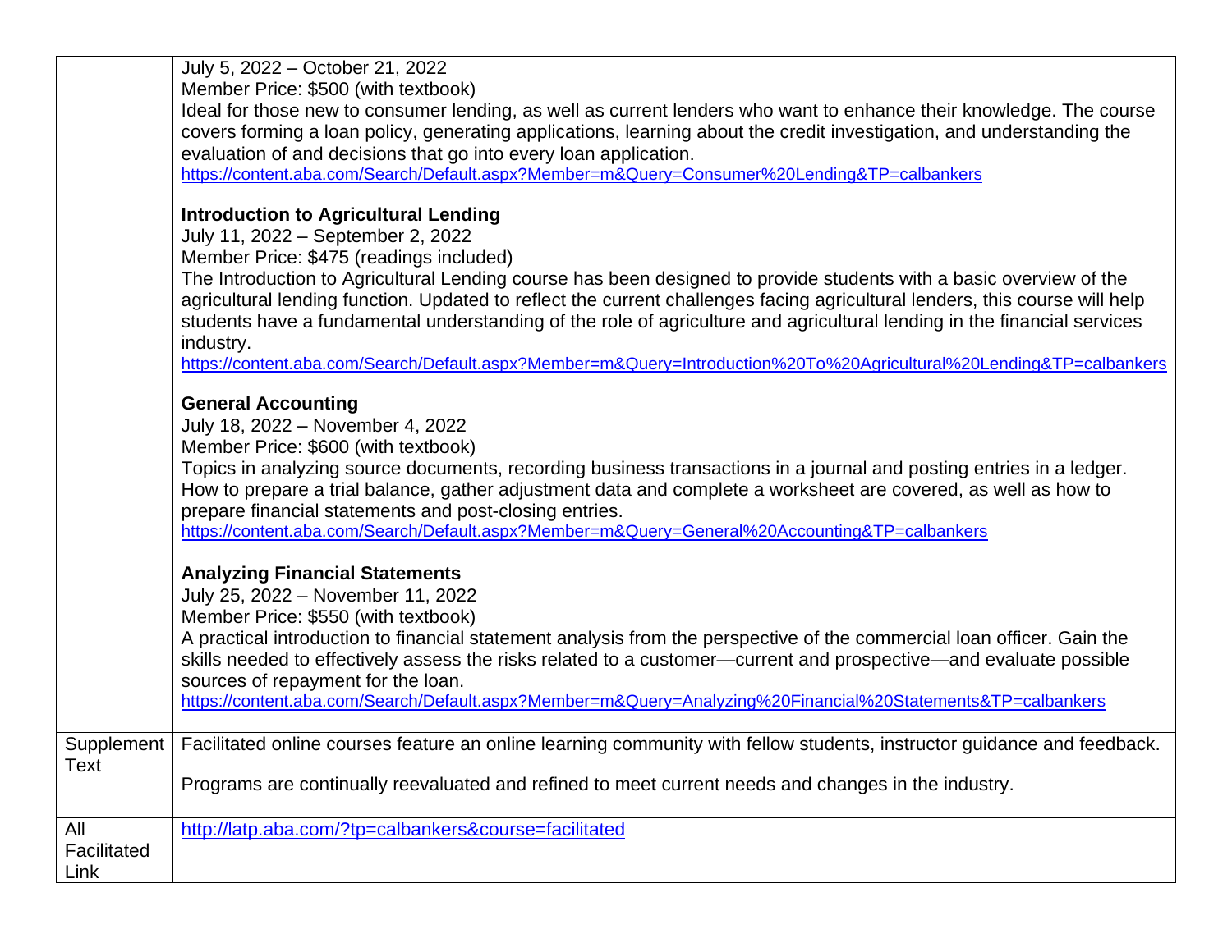| | |
|---|---|
| | July 5, 2022 – October 21, 2022<br>Member Price: $500 (with textbook)<br>Ideal for those new to consumer lending, as well as current lenders who want to enhance their knowledge. The course covers forming a loan policy, generating applications, learning about the credit investigation, and understanding the evaluation of and decisions that go into every loan application.<br>https://content.aba.com/Search/Default.aspx?Member=m&Query=Consumer%20Lending&TP=calbankers<br><br>**Introduction to Agricultural Lending**<br>July 11, 2022 – September 2, 2022<br>Member Price: $475 (readings included)<br>The Introduction to Agricultural Lending course has been designed to provide students with a basic overview of the agricultural lending function. Updated to reflect the current challenges facing agricultural lenders, this course will help students have a fundamental understanding of the role of agriculture and agricultural lending in the financial services industry.<br>https://content.aba.com/Search/Default.aspx?Member=m&Query=Introduction%20To%20Agricultural%20Lending&TP=calbankers<br><br>**General Accounting**<br>July 18, 2022 – November 4, 2022<br>Member Price: $600 (with textbook)<br>Topics in analyzing source documents, recording business transactions in a journal and posting entries in a ledger. How to prepare a trial balance, gather adjustment data and complete a worksheet are covered, as well as how to prepare financial statements and post-closing entries.<br>https://content.aba.com/Search/Default.aspx?Member=m&Query=General%20Accounting&TP=calbankers<br><br>**Analyzing Financial Statements**<br>July 25, 2022 – November 11, 2022<br>Member Price: $550 (with textbook)<br>A practical introduction to financial statement analysis from the perspective of the commercial loan officer. Gain the skills needed to effectively assess the risks related to a customer—current and prospective—and evaluate possible sources of repayment for the loan.<br>https://content.aba.com/Search/Default.aspx?Member=m&Query=Analyzing%20Financial%20Statements&TP=calbankers |
| Supplement Text | Facilitated online courses feature an online learning community with fellow students, instructor guidance and feedback.<br><br>Programs are continually reevaluated and refined to meet current needs and changes in the industry. |
| All Facilitated Link | http://latp.aba.com/?tp=calbankers&course=facilitated |